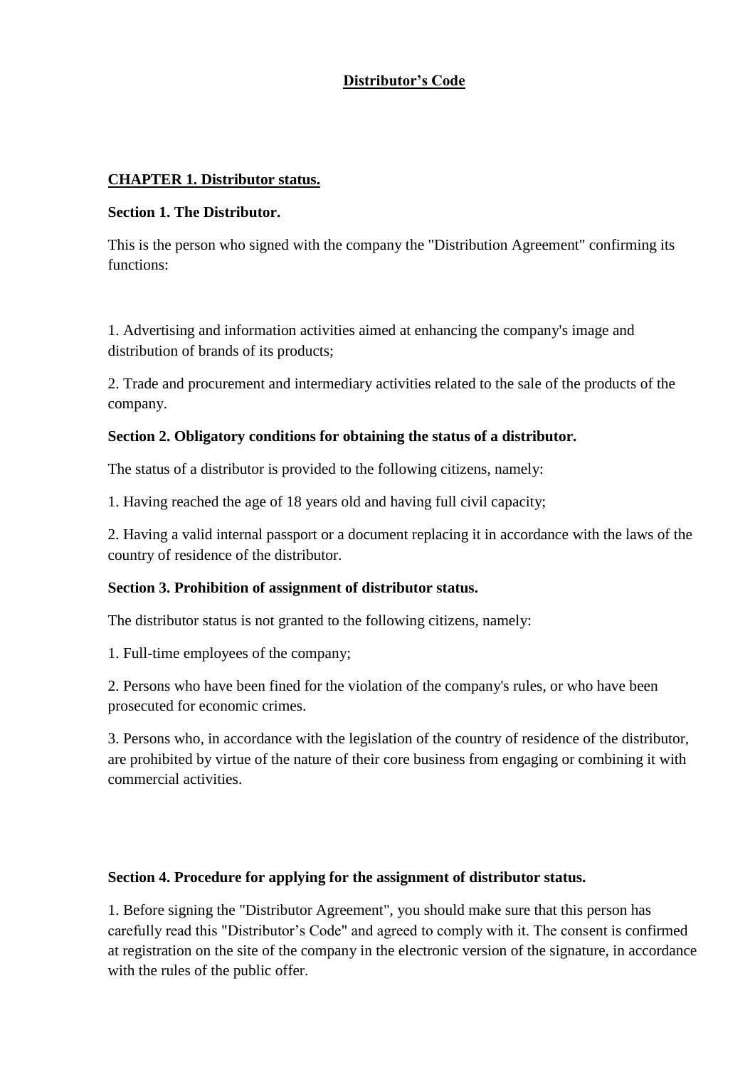# Distributor's Code

## CHAPTER 1. Distributor status.

### Section 1. The Distributor.

This is the person who signed with the company the "Distribution Agreement" confirming its functions:

1. Advertising and information activities aimed at enhancing the company's image and distribution of brands of its products;

2. Trade and procurement and intermediary activities related to the sale of the products of the company.

### Section 2. Obligatory conditions for obtaining the status of a distributor.

The status of a distributor is provided to the following citizens, namely:

1. Having reached the age of 18 years old and having full civil capacity;

2. Having a valid internal passport or a document replacing it in accordance with the laws of the country of residence of the distributor.

### Section 3. Prohibition of assignment of distributor status.

The distributor status is not granted to the following citizens, namely:

1. Full-time employees of the company;

2. Persons who have been fined for the violation of the company's rules, or who have been prosecuted for economic crimes.

3. Persons who, in accordance with the legislation of the country of residence of the distributor, are prohibited by virtue of the nature of their core business from engaging or combining it with commercial activities.

### Section 4. Procedure for applying for the assignment of distributor status.

1. Before signing the "Distributor Agreement", you should make sure that this person has carefully read this "Distributor's Code" and agreed to comply with it. The consent is confirmed at registration on the site of the company in the electronic version of the signature, in accordance with the rules of the public offer.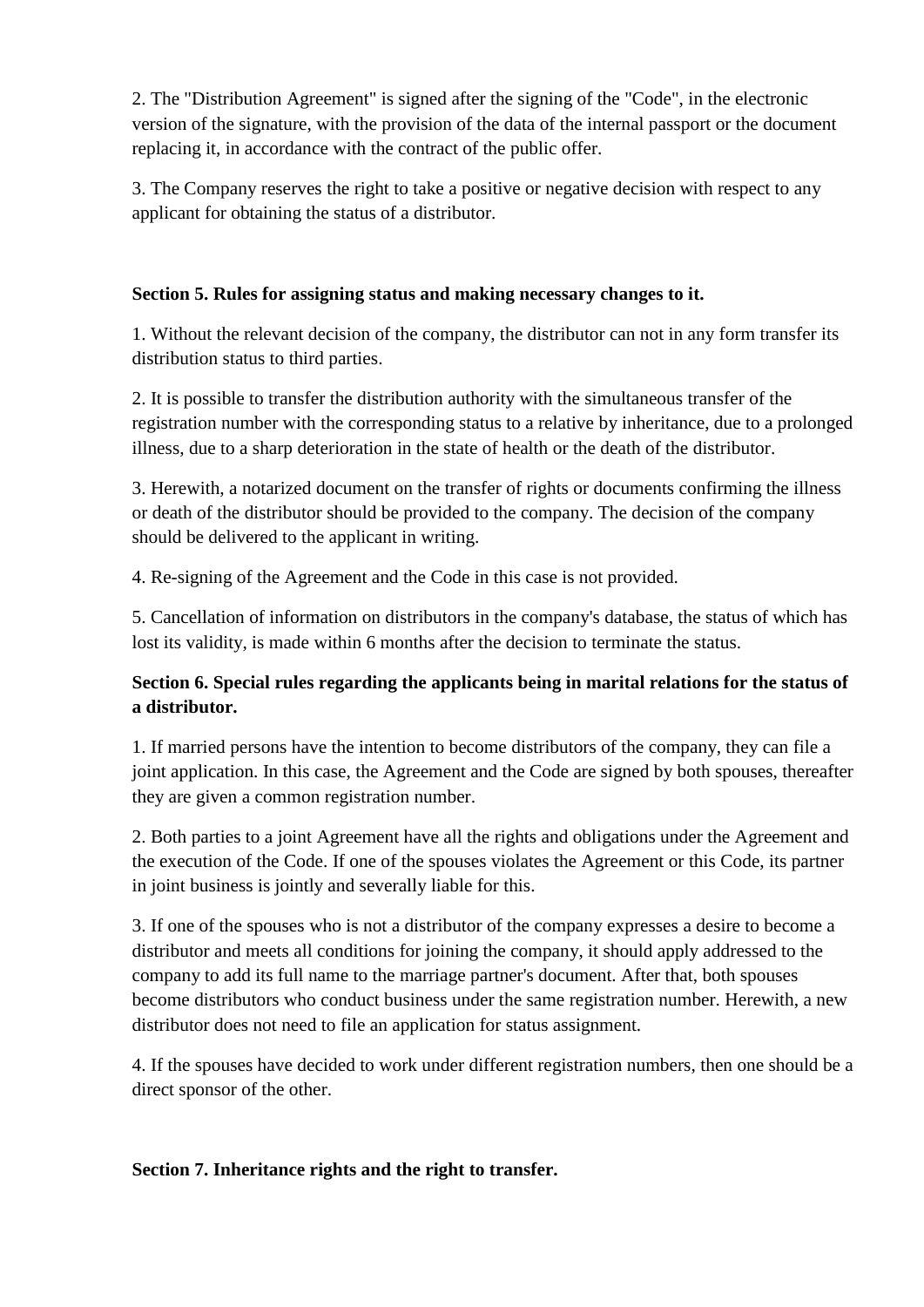2. The "Distribution Agreement" is signed after the signing of the "Code", in the electronic version of the signature, with the provision of the data of the internal passport or the document replacing it, in accordance with the contract of the public offer.

3. The Company reserves the right to take a positive or negative decision with respect to any applicant for obtaining the status of a distributor.

**Section 5. Rules for assigning status and making necessary changes to it.**

1. Without the relevant decision of the company, the distributor can not in any form transfer its distribution status to third parties.

2. It is possible to transfer the distribution authority with the simultaneous transfer of the registration number with the corresponding status to a relative by inheritance, due to a prolonged illness, due to a sharp deterioration in the state of health or the death of the distributor.

3. Herewith, a notarized document on the transfer of rights or documents confirming the illness or death of the distributor should be provided to the company. The decision of the company should be delivered to the applicant in writing.

4. Re-signing of the Agreement and the Code in this case is not provided.

5. Cancellation of information on distributors in the company's database, the status of which has lost its validity, is made within 6 months after the decision to terminate the status.

**Section 6. Special rules regarding the applicants being in marital relations for the status of a distributor.**

1. If married persons have the intention to become distributors of the company, they can file a joint application. In this case, the Agreement and the Code are signed by both spouses, thereafter they are given a common registration number.

2. Both parties to a joint Agreement have all the rights and obligations under the Agreement and the execution of the Code. If one of the spouses violates the Agreement or this Code, its partner in joint business is jointly and severally liable for this.

3. If one of the spouses who is not a distributor of the company expresses a desire to become a distributor and meets all conditions for joining the company, it should apply addressed to the company to add its full name to the marriage partner's document. After that, both spouses become distributors who conduct business under the same registration number. Herewith, a new distributor does not need to file an application for status assignment.

4. If the spouses have decided to work under different registration numbers, then one should be a direct sponsor of the other.

**Section 7. Inheritance rights and the right to transfer.**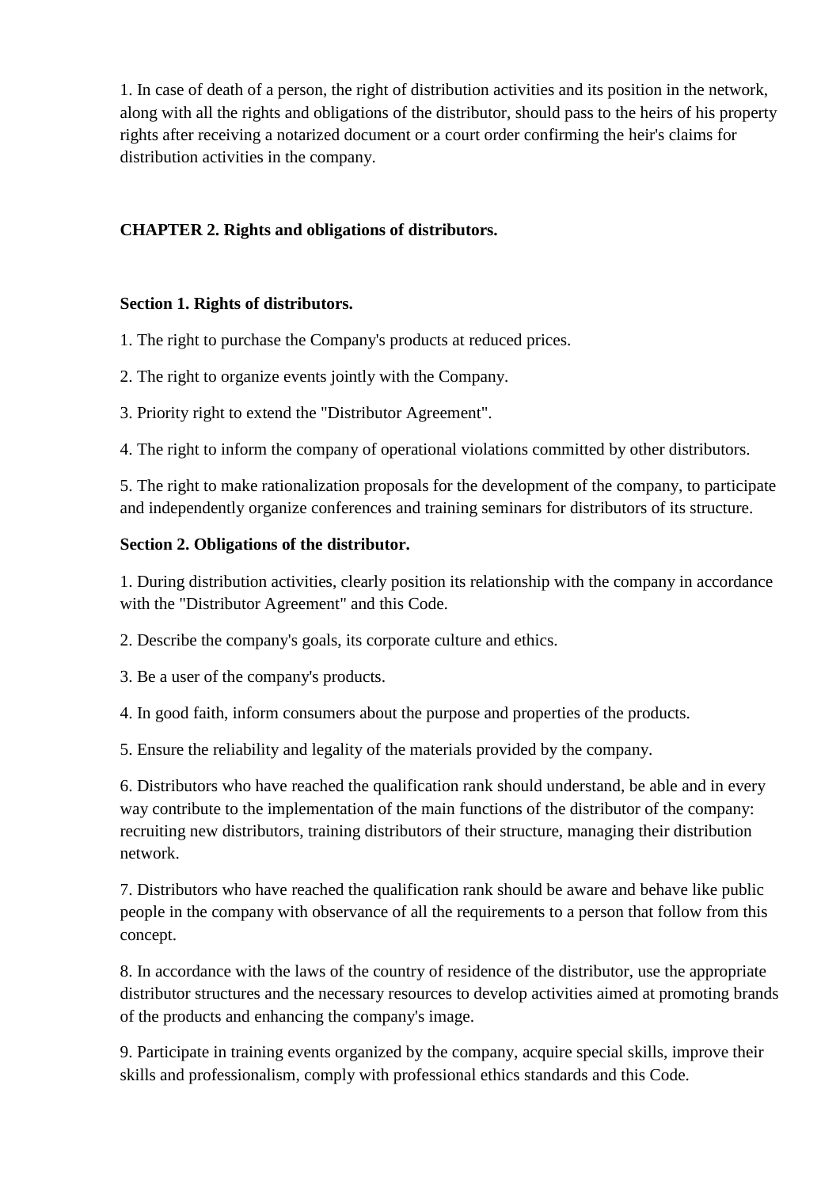1. In case of death of a person, the right of distribution activities and its position in the network, along with all the rights and obligations of the distributor, should pass to the heirs of his property rights after receiving a notarized document or a court order confirming the heir's claims for distribution activities in the company.

## CHAPTER 2. Rights and obligations of distributors.

### Section 1. Rights of distributors.

1. The right to purchase the Company's products at reduced prices.

2. The right to organize events jointly with the Company.

3. Priority right to extend the "Distributor Agreement".

4. The right to inform the company of operational violations committed by other distributors.

5. The right to make rationalization proposals for the development of the company, to participate and independently organize conferences and training seminars for distributors of its structure.

### Section 2. Obligations of the distributor.

1. During distribution activities, clearly position its relationship with the company in accordance with the "Distributor Agreement" and this Code.

2. Describe the company's goals, its corporate culture and ethics.

3. Be a user of the company's products.

4. In good faith, inform consumers about the purpose and properties of the products.

5. Ensure the reliability and legality of the materials provided by the company.

6. Distributors who have reached the qualification rank should understand, be able and in every way contribute to the implementation of the main functions of the distributor of the company: recruiting new distributors, training distributors of their structure, managing their distribution network.

7. Distributors who have reached the qualification rank should be aware and behave like public people in the company with observance of all the requirements to a person that follow from this concept.

8. In accordance with the laws of the country of residence of the distributor, use the appropriate distributor structures and the necessary resources to develop activities aimed at promoting brands of the products and enhancing the company's image.

9. Participate in training events organized by the company, acquire special skills, improve their skills and professionalism, comply with professional ethics standards and this Code.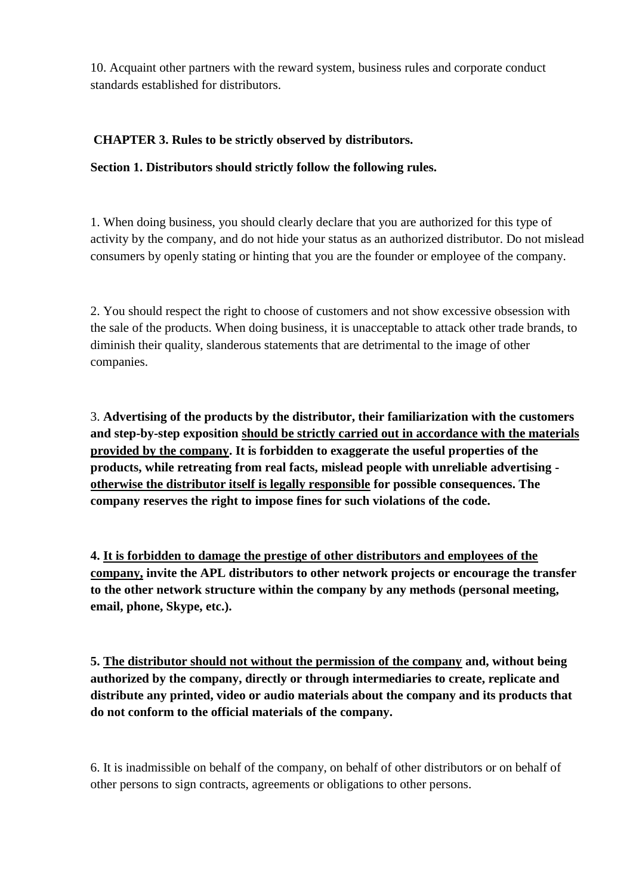10. Acquaint other partners with the reward system, business rules and corporate conduct standards established for distributors.

## CHAPTER 3. Rules to be strictly observed by distributors.

**Section 1. Distributors should strictly follow the following rules.**

1. When doing business, you should clearly declare that you are authorized for this type of activity by the company, and do not hide your status as an authorized distributor. Do not mislead consumers by openly stating or hinting that you are the founder or employee of the company.

2. You should respect the right to choose of customers and not show excessive obsession with the sale of the products. When doing business, it is unacceptable to attack other trade brands, to diminish their quality, slanderous statements that are detrimental to the image of other companies.

3. **Advertising of the products by the distributor, their familiarization with the customers and step-by-step exposition <u>should be strictly carried out in accordance with the materials provided by the company</u>. It is forbidden to exaggerate the useful properties of the products, while retreating from real facts, mislead people with unreliable advertising - <u>otherwise the distributor itself is legally responsible</u> for possible consequences. The company reserves the right to impose fines for such violations of the code.**

**4. <u>It is forbidden to damage the prestige of other distributors and employees of the company,</u> invite the APL distributors to other network projects or encourage the transfer to the other network structure within the company by any methods (personal meeting, email, phone, Skype, etc.).**

**5. <u>The distributor should not without the permission of the company</u> and, without being authorized by the company, directly or through intermediaries to create, replicate and distribute any printed, video or audio materials about the company and its products that do not conform to the official materials of the company.**

6. It is inadmissible on behalf of the company, on behalf of other distributors or on behalf of other persons to sign contracts, agreements or obligations to other persons.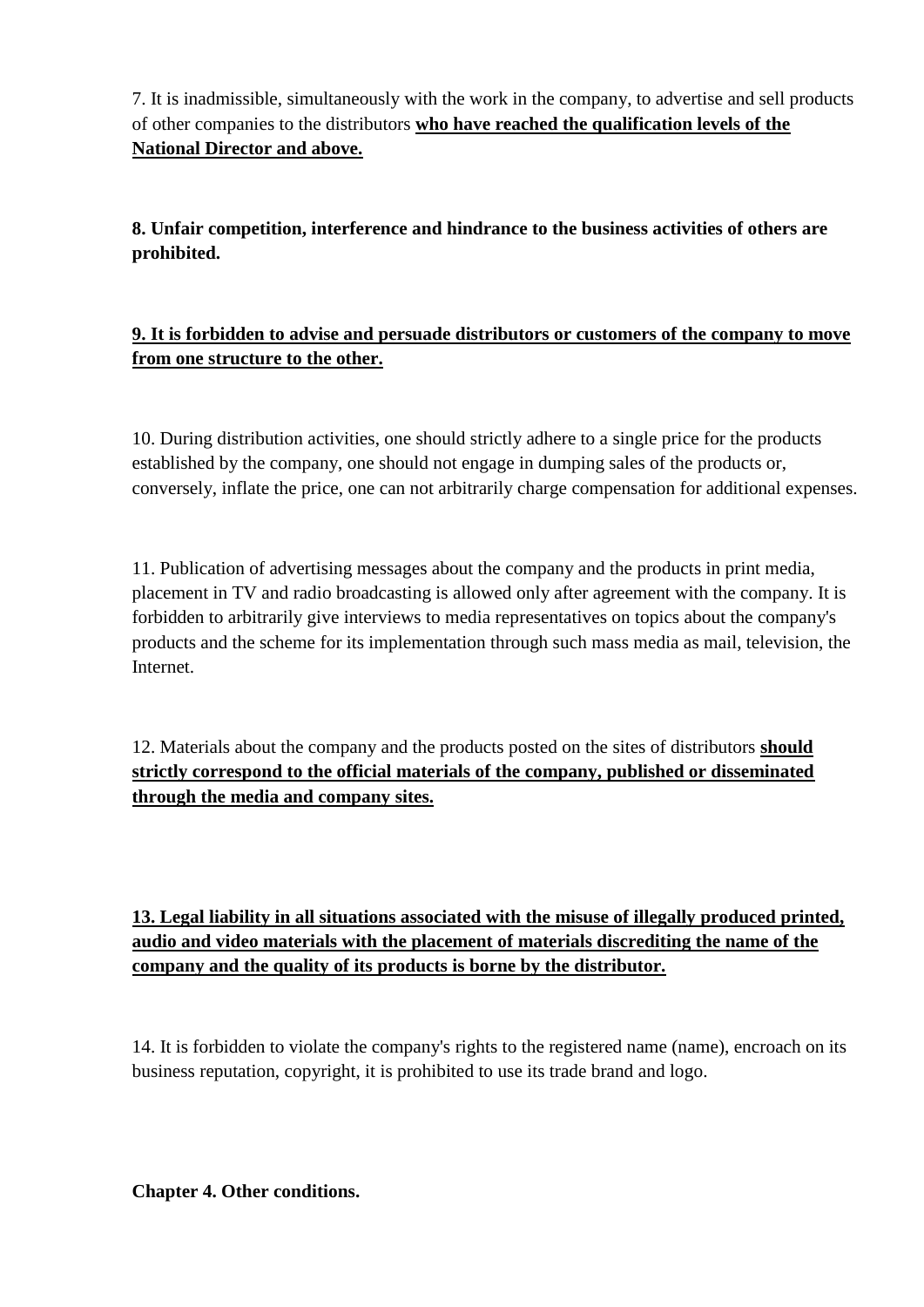7. It is inadmissible, simultaneously with the work in the company, to advertise and sell products of other companies to the distributors <u>**who have reached the qualification levels of the National Director and above.**</u>

**8. Unfair competition, interference and hindrance to the business activities of others are prohibited.**

<u>**9. It is forbidden to advise and persuade distributors or customers of the company to move from one structure to the other.**</u>

10. During distribution activities, one should strictly adhere to a single price for the products established by the company, one should not engage in dumping sales of the products or, conversely, inflate the price, one can not arbitrarily charge compensation for additional expenses.

11. Publication of advertising messages about the company and the products in print media, placement in TV and radio broadcasting is allowed only after agreement with the company. It is forbidden to arbitrarily give interviews to media representatives on topics about the company's products and the scheme for its implementation through such mass media as mail, television, the Internet.

12. Materials about the company and the products posted on the sites of distributors <u>**should strictly correspond to the official materials of the company, published or disseminated through the media and company sites.**</u>

<u>**13. Legal liability in all situations associated with the misuse of illegally produced printed, audio and video materials with the placement of materials discrediting the name of the company and the quality of its products is borne by the distributor.**</u>

14. It is forbidden to violate the company's rights to the registered name (name), encroach on its business reputation, copyright, it is prohibited to use its trade brand and logo.

**Chapter 4. Other conditions.**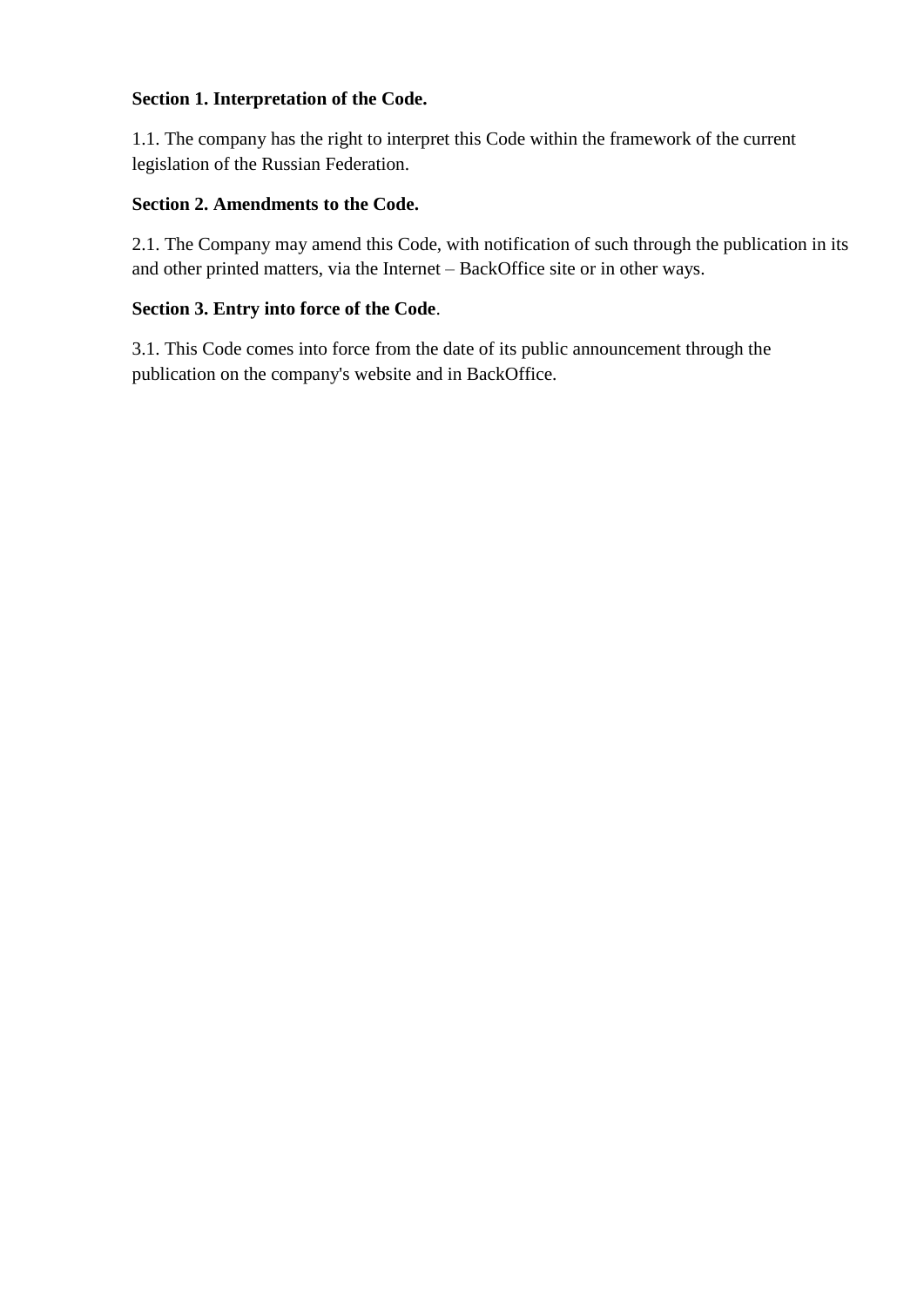**Section 1. Interpretation of the Code.**

1.1. The company has the right to interpret this Code within the framework of the current legislation of the Russian Federation.

**Section 2. Amendments to the Code.**

2.1. The Company may amend this Code, with notification of such through the publication in its and other printed matters, via the Internet – BackOffice site or in other ways.

**Section 3. Entry into force of the Code**.

3.1. This Code comes into force from the date of its public announcement through the publication on the company's website and in BackOffice.